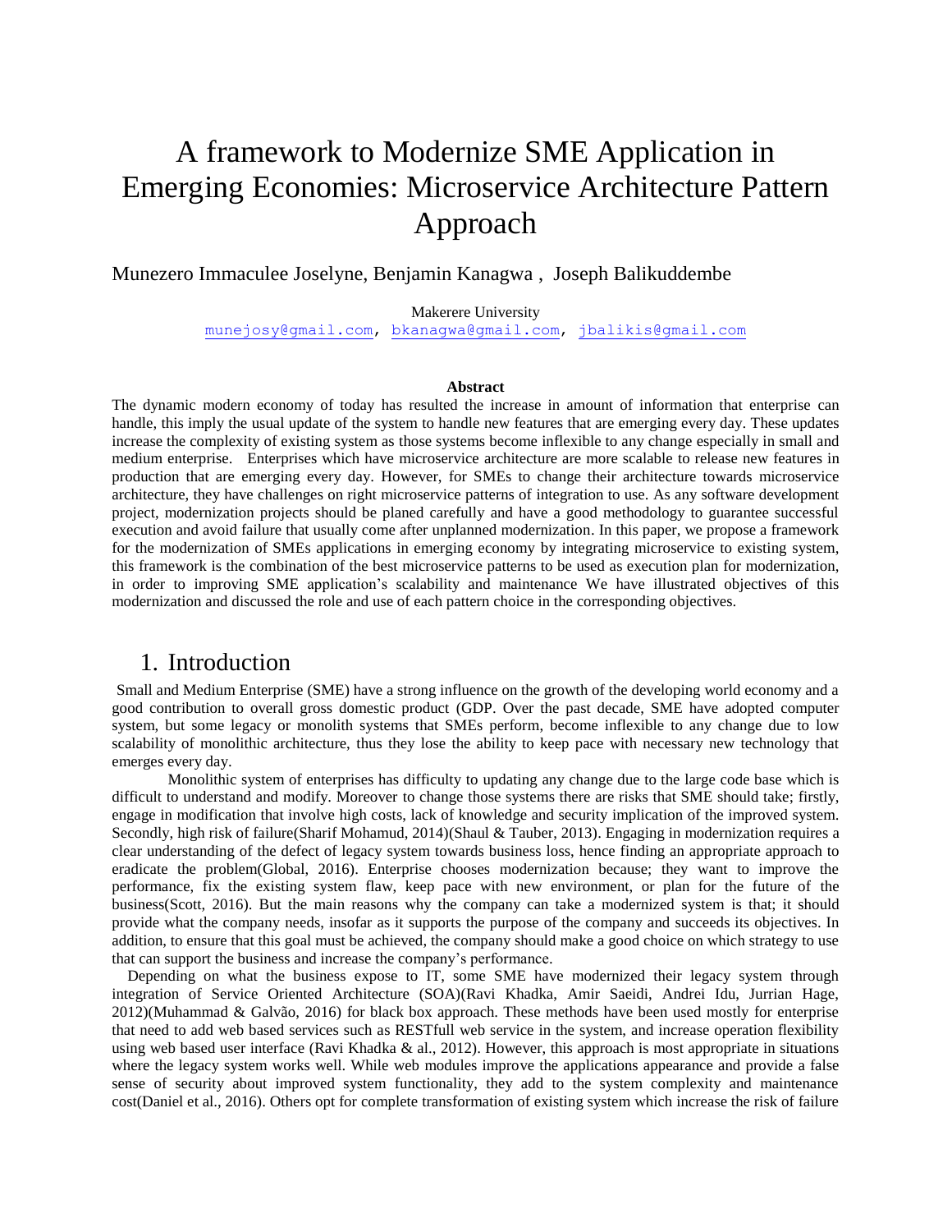# A framework to Modernize SME Application in Emerging Economies: Microservice Architecture Pattern Approach

Munezero Immaculee Joselyne, Benjamin Kanagwa , Joseph Balikuddembe

Makerere University

munejosy@gmail.com, bkanagwa@gmail.com, jbalikis@gmail.com

**Abstract**

The dynamic modern economy of today has resulted the increase in amount of information that enterprise can handle, this imply the usual update of the system to handle new features that are emerging every day. These updates increase the complexity of existing system as those systems become inflexible to any change especially in small and medium enterprise. Enterprises which have microservice architecture are more scalable to release new features in production that are emerging every day. However, for SMEs to change their architecture towards microservice architecture, they have challenges on right microservice patterns of integration to use. As any software development project, modernization projects should be planed carefully and have a good methodology to guarantee successful execution and avoid failure that usually come after unplanned modernization. In this paper, we propose a framework for the modernization of SMEs applications in emerging economy by integrating microservice to existing system, this framework is the combination of the best microservice patterns to be used as execution plan for modernization, in order to improving SME application's scalability and maintenance We have illustrated objectives of this modernization and discussed the role and use of each pattern choice in the corresponding objectives.

## 1. Introduction

Small and Medium Enterprise (SME) have a strong influence on the growth of the developing world economy and a good contribution to overall gross domestic product (GDP. Over the past decade, SME have adopted computer system, but some legacy or monolith systems that SMEs perform, become inflexible to any change due to low scalability of monolithic architecture, thus they lose the ability to keep pace with necessary new technology that emerges every day.

Monolithic system of enterprises has difficulty to updating any change due to the large code base which is difficult to understand and modify. Moreover to change those systems there are risks that SME should take; firstly, engage in modification that involve high costs, lack of knowledge and security implication of the improved system. Secondly, high risk of failure(Sharif Mohamud, 2014)(Shaul & Tauber, 2013). Engaging in modernization requires a clear understanding of the defect of legacy system towards business loss, hence finding an appropriate approach to eradicate the problem(Global, 2016). Enterprise chooses modernization because; they want to improve the performance, fix the existing system flaw, keep pace with new environment, or plan for the future of the business(Scott, 2016). But the main reasons why the company can take a modernized system is that; it should provide what the company needs, insofar as it supports the purpose of the company and succeeds its objectives. In addition, to ensure that this goal must be achieved, the company should make a good choice on which strategy to use that can support the business and increase the company's performance.

Depending on what the business expose to IT, some SME have modernized their legacy system through integration of Service Oriented Architecture (SOA)(Ravi Khadka, Amir Saeidi, Andrei Idu, Jurrian Hage, 2012)(Muhammad & Galvão, 2016) for black box approach. These methods have been used mostly for enterprise that need to add web based services such as RESTfull web service in the system, and increase operation flexibility using web based user interface (Ravi Khadka & al., 2012). However, this approach is most appropriate in situations where the legacy system works well. While web modules improve the applications appearance and provide a false sense of security about improved system functionality, they add to the system complexity and maintenance cost(Daniel et al., 2016). Others opt for complete transformation of existing system which increase the risk of failure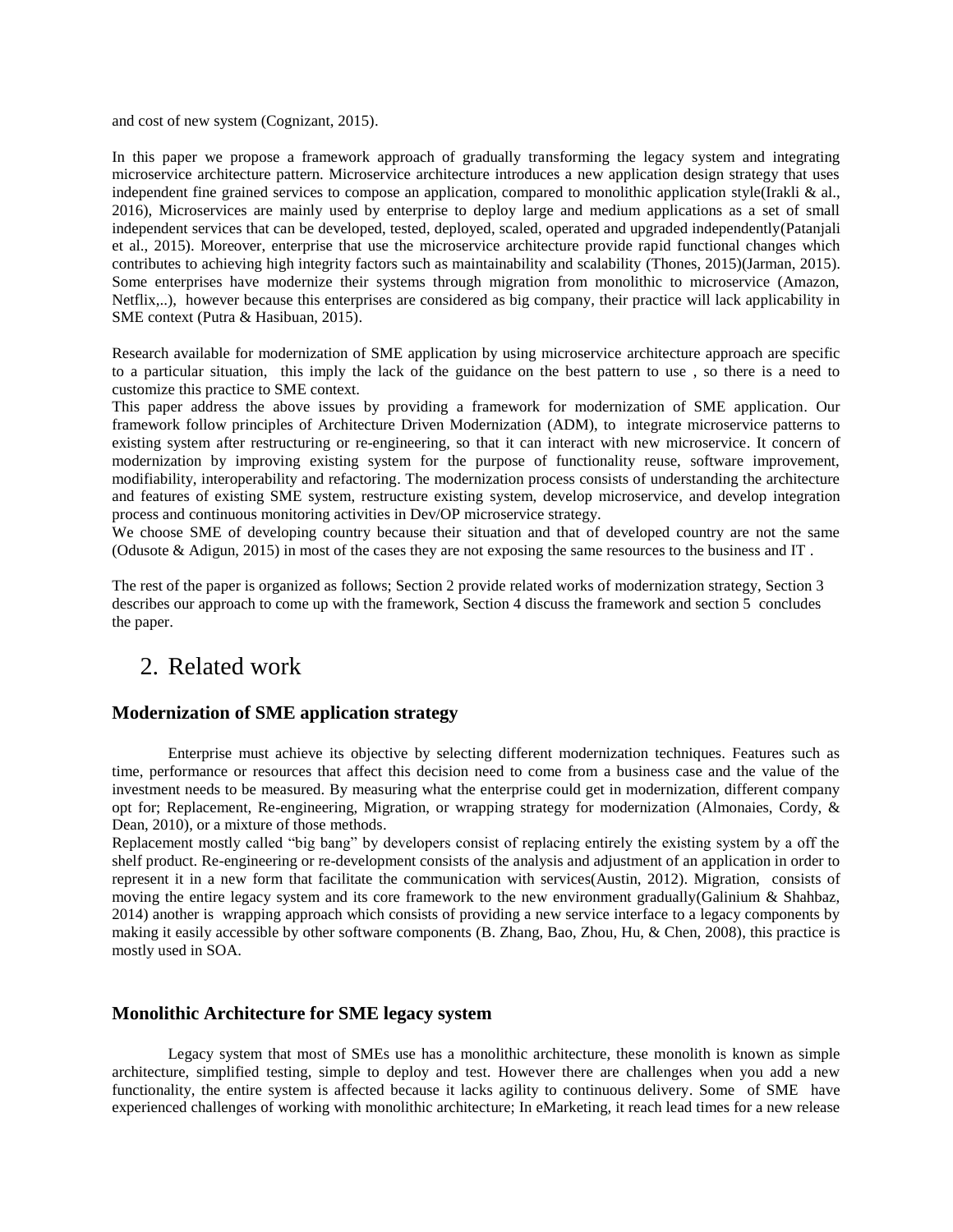and cost of new system (Cognizant, 2015).

In this paper we propose a framework approach of gradually transforming the legacy system and integrating microservice architecture pattern. Microservice architecture introduces a new application design strategy that uses independent fine grained services to compose an application, compared to monolithic application style(Irakli & al., 2016), Microservices are mainly used by enterprise to deploy large and medium applications as a set of small independent services that can be developed, tested, deployed, scaled, operated and upgraded independently(Patanjali et al., 2015). Moreover, enterprise that use the microservice architecture provide rapid functional changes which contributes to achieving high integrity factors such as maintainability and scalability (Thones, 2015)(Jarman, 2015). Some enterprises have modernize their systems through migration from monolithic to microservice (Amazon, Netflix,..), however because this enterprises are considered as big company, their practice will lack applicability in SME context (Putra & Hasibuan, 2015).

Research available for modernization of SME application by using microservice architecture approach are specific to a particular situation, this imply the lack of the guidance on the best pattern to use , so there is a need to customize this practice to SME context.

This paper address the above issues by providing a framework for modernization of SME application. Our framework follow principles of Architecture Driven Modernization (ADM), to integrate microservice patterns to existing system after restructuring or re-engineering, so that it can interact with new microservice. It concern of modernization by improving existing system for the purpose of functionality reuse, software improvement, modifiability, interoperability and refactoring. The modernization process consists of understanding the architecture and features of existing SME system, restructure existing system, develop microservice, and develop integration process and continuous monitoring activities in Dev/OP microservice strategy.

We choose SME of developing country because their situation and that of developed country are not the same (Odusote & Adigun, 2015) in most of the cases they are not exposing the same resources to the business and IT .

The rest of the paper is organized as follows; Section 2 provide related works of modernization strategy, Section 3 describes our approach to come up with the framework, Section 4 discuss the framework and section 5 concludes the paper.

## 2. Related work

### Modernization of SME application strategy

Enterprise must achieve its objective by selecting different modernization techniques. Features such as time, performance or resources that affect this decision need to come from a business case and the value of the investment needs to be measured. By measuring what the enterprise could get in modernization, different company opt for; Replacement, Re-engineering, Migration, or wrapping strategy for modernization (Almonaies, Cordy, & Dean, 2010), or a mixture of those methods.

Replacement mostly called "big bang" by developers consist of replacing entirely the existing system by a off the shelf product. Re-engineering or re-development consists of the analysis and adjustment of an application in order to represent it in a new form that facilitate the communication with services(Austin, 2012). Migration, consists of moving the entire legacy system and its core framework to the new environment gradually(Galinium & Shahbaz, 2014) another is wrapping approach which consists of providing a new service interface to a legacy components by making it easily accessible by other software components (B. Zhang, Bao, Zhou, Hu, & Chen, 2008), this practice is mostly used in SOA.

### Monolithic Architecture for SME legacy system

Legacy system that most of SMEs use has a monolithic architecture, these monolith is known as simple architecture, simplified testing, simple to deploy and test. However there are challenges when you add a new functionality, the entire system is affected because it lacks agility to continuous delivery. Some of SME have experienced challenges of working with monolithic architecture; In eMarketing, it reach lead times for a new release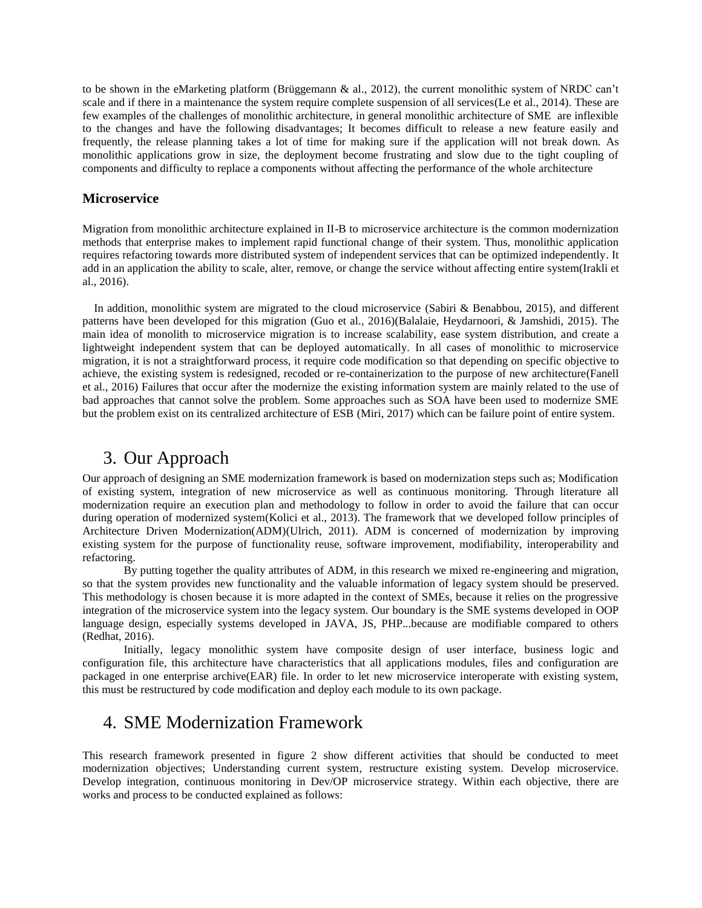to be shown in the eMarketing platform (Brüggemann & al., 2012), the current monolithic system of NRDC can't scale and if there in a maintenance the system require complete suspension of all services(Le et al., 2014). These are few examples of the challenges of monolithic architecture, in general monolithic architecture of SME are inflexible to the changes and have the following disadvantages; It becomes difficult to release a new feature easily and frequently, the release planning takes a lot of time for making sure if the application will not break down. As monolithic applications grow in size, the deployment become frustrating and slow due to the tight coupling of components and difficulty to replace a components without affecting the performance of the whole architecture

### Microservice

Migration from monolithic architecture explained in II-B to microservice architecture is the common modernization methods that enterprise makes to implement rapid functional change of their system. Thus, monolithic application requires refactoring towards more distributed system of independent services that can be optimized independently. It add in an application the ability to scale, alter, remove, or change the service without affecting entire system(Irakli et al., 2016).

In addition, monolithic system are migrated to the cloud microservice (Sabiri & Benabbou, 2015), and different patterns have been developed for this migration (Guo et al., 2016)(Balalaie, Heydarnoori, & Jamshidi, 2015). The main idea of monolith to microservice migration is to increase scalability, ease system distribution, and create a lightweight independent system that can be deployed automatically. In all cases of monolithic to microservice migration, it is not a straightforward process, it require code modification so that depending on specific objective to achieve, the existing system is redesigned, recoded or re-containerization to the purpose of new architecture(Fanell et al., 2016) Failures that occur after the modernize the existing information system are mainly related to the use of bad approaches that cannot solve the problem. Some approaches such as SOA have been used to modernize SME but the problem exist on its centralized architecture of ESB (Miri, 2017) which can be failure point of entire system.

## 3. Our Approach

Our approach of designing an SME modernization framework is based on modernization steps such as; Modification of existing system, integration of new microservice as well as continuous monitoring. Through literature all modernization require an execution plan and methodology to follow in order to avoid the failure that can occur during operation of modernized system(Kolici et al., 2013). The framework that we developed follow principles of Architecture Driven Modernization(ADM)(Ulrich, 2011). ADM is concerned of modernization by improving existing system for the purpose of functionality reuse, software improvement, modifiability, interoperability and refactoring.

By putting together the quality attributes of ADM, in this research we mixed re-engineering and migration, so that the system provides new functionality and the valuable information of legacy system should be preserved. This methodology is chosen because it is more adapted in the context of SMEs, because it relies on the progressive integration of the microservice system into the legacy system. Our boundary is the SME systems developed in OOP language design, especially systems developed in JAVA, JS, PHP...because are modifiable compared to others (Redhat, 2016).

Initially, legacy monolithic system have composite design of user interface, business logic and configuration file, this architecture have characteristics that all applications modules, files and configuration are packaged in one enterprise archive(EAR) file. In order to let new microservice interoperate with existing system, this must be restructured by code modification and deploy each module to its own package.

## 4. SME Modernization Framework

This research framework presented in figure 2 show different activities that should be conducted to meet modernization objectives; Understanding current system, restructure existing system. Develop microservice. Develop integration, continuous monitoring in Dev/OP microservice strategy. Within each objective, there are works and process to be conducted explained as follows: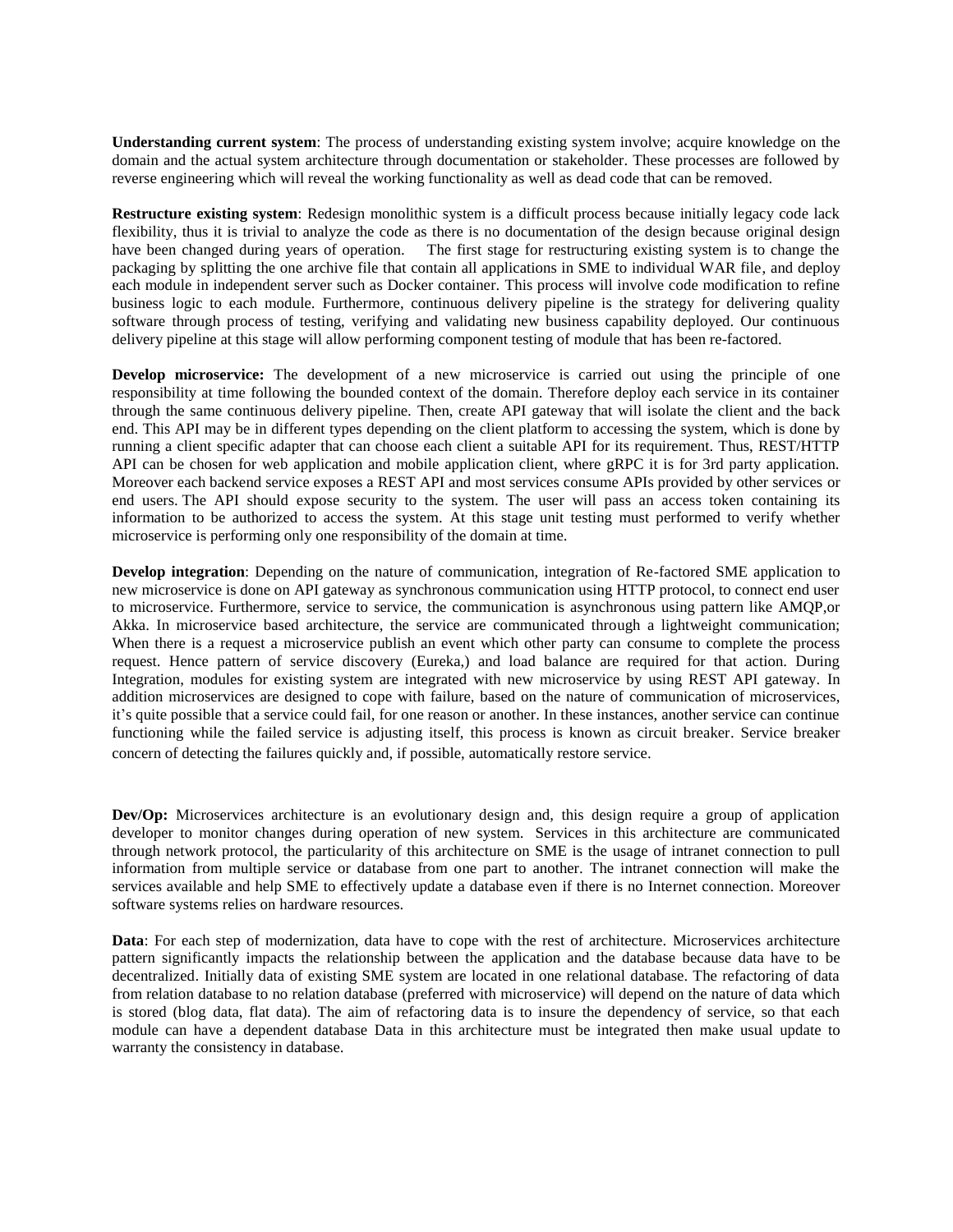**Understanding current system**: The process of understanding existing system involve; acquire knowledge on the domain and the actual system architecture through documentation or stakeholder. These processes are followed by reverse engineering which will reveal the working functionality as well as dead code that can be removed.

**Restructure existing system**: Redesign monolithic system is a difficult process because initially legacy code lack flexibility, thus it is trivial to analyze the code as there is no documentation of the design because original design have been changed during years of operation. The first stage for restructuring existing system is to change the packaging by splitting the one archive file that contain all applications in SME to individual WAR file, and deploy each module in independent server such as Docker container. This process will involve code modification to refine business logic to each module. Furthermore, continuous delivery pipeline is the strategy for delivering quality software through process of testing, verifying and validating new business capability deployed. Our continuous delivery pipeline at this stage will allow performing component testing of module that has been re-factored.

**Develop microservice:** The development of a new microservice is carried out using the principle of one responsibility at time following the bounded context of the domain. Therefore deploy each service in its container through the same continuous delivery pipeline. Then, create API gateway that will isolate the client and the back end. This API may be in different types depending on the client platform to accessing the system, which is done by running a client specific adapter that can choose each client a suitable API for its requirement. Thus, REST/HTTP API can be chosen for web application and mobile application client, where gRPC it is for 3rd party application. Moreover each backend service exposes a REST API and most services consume APIs provided by other services or end users. The API should expose security to the system. The user will pass an access token containing its information to be authorized to access the system. At this stage unit testing must performed to verify whether microservice is performing only one responsibility of the domain at time.

**Develop integration**: Depending on the nature of communication, integration of Re-factored SME application to new microservice is done on API gateway as synchronous communication using HTTP protocol, to connect end user to microservice. Furthermore, service to service, the communication is asynchronous using pattern like AMQP,or Akka. In microservice based architecture, the service are communicated through a lightweight communication; When there is a request a microservice publish an event which other party can consume to complete the process request. Hence pattern of service discovery (Eureka,) and load balance are required for that action. During Integration, modules for existing system are integrated with new microservice by using REST API gateway. In addition microservices are designed to cope with failure, based on the nature of communication of microservices, it's quite possible that a service could fail, for one reason or another. In these instances, another service can continue functioning while the failed service is adjusting itself, this process is known as circuit breaker. Service breaker concern of detecting the failures quickly and, if possible, automatically restore service.

**Dev/Op:** Microservices architecture is an evolutionary design and, this design require a group of application developer to monitor changes during operation of new system. Services in this architecture are communicated through network protocol, the particularity of this architecture on SME is the usage of intranet connection to pull information from multiple service or database from one part to another. The intranet connection will make the services available and help SME to effectively update a database even if there is no Internet connection. Moreover software systems relies on hardware resources.

**Data**: For each step of modernization, data have to cope with the rest of architecture. Microservices architecture pattern significantly impacts the relationship between the application and the database because data have to be decentralized. Initially data of existing SME system are located in one relational database. The refactoring of data from relation database to no relation database (preferred with microservice) will depend on the nature of data which is stored (blog data, flat data). The aim of refactoring data is to insure the dependency of service, so that each module can have a dependent database Data in this architecture must be integrated then make usual update to warranty the consistency in database.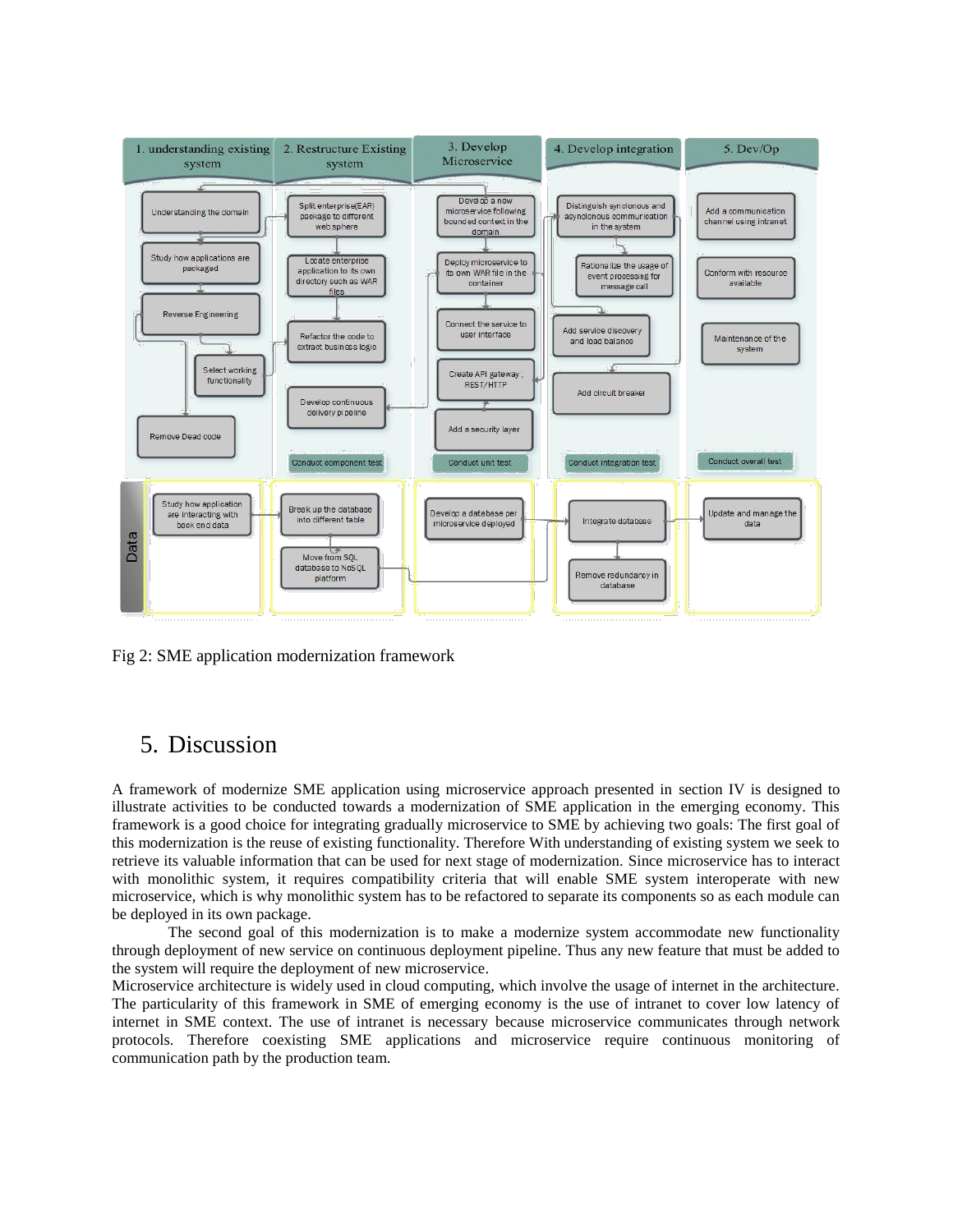Fig 2: SME application modernization framework

# 5. Discussion

A framework of modernize SME application using microservice approach presented in section IV is designed to illustrate activities to be conducted towards a modernization of SME application in the emerging economy. This framework is a good choice for integrating gradually microservice to SME by achieving two goals: The first goal of this modernization is the reuse of existing functionality. Therefore With understanding of existing system we seek to retrieve its valuable information that can be used for next stage of modernization. Since microservice has to interact with monolithic system, it requires compatibility criteria that will enable SME system interoperate with new microservice, which is why monolithic system has to be refactored to separate its components so as each module can be deployed in its own package.

The second goal of this modernization is to make a modernize system accommodate new functionality through deployment of new service on continuous deployment pipeline. Thus any new feature that must be added to the system will require the deployment of new microservice.

Microservice architecture is widely used in cloud computing, which involve the usage of internet in the architecture. The particularity of this framework in SME of emerging economy is the use of intranet to cover low latency of internet in SME context. The use of intranet is necessary because microservice communicates through network protocols. Therefore coexisting SME applications and microservice require continuous monitoring of communication path by the production team.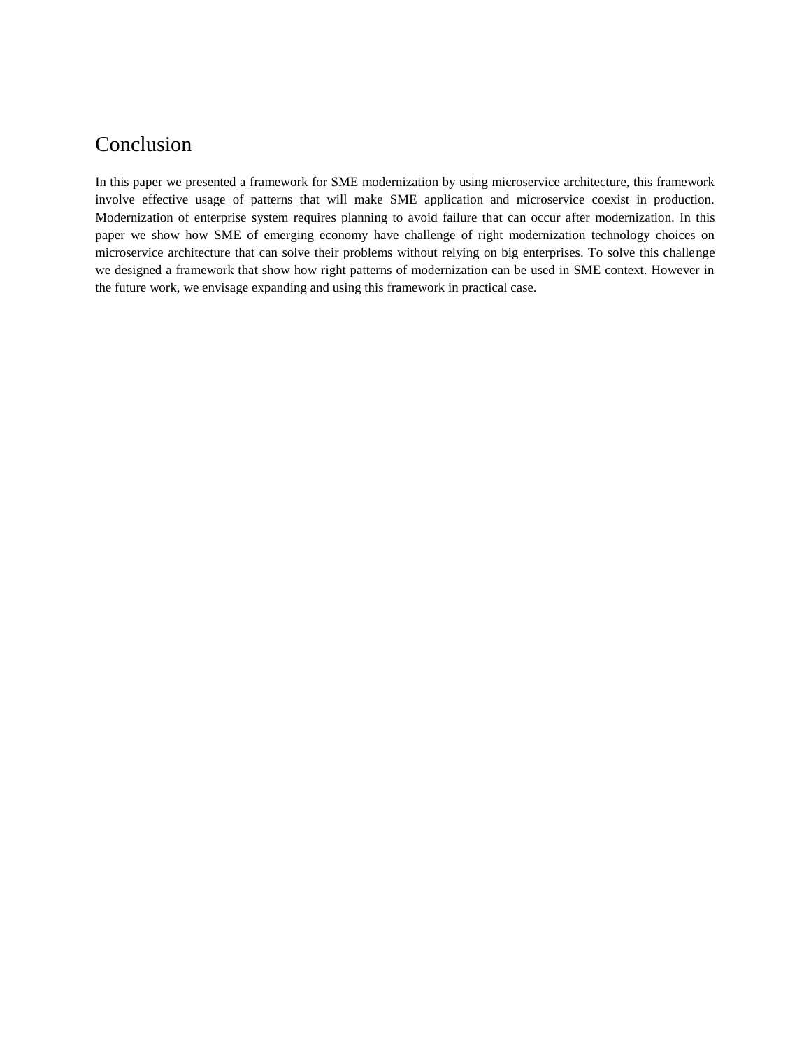## Conclusion

In this paper we presented a framework for SME modernization by using microservice architecture, this framework involve effective usage of patterns that will make SME application and microservice coexist in production. Modernization of enterprise system requires planning to avoid failure that can occur after modernization. In this paper we show how SME of emerging economy have challenge of right modernization technology choices on microservice architecture that can solve their problems without relying on big enterprises. To solve this challenge we designed a framework that show how right patterns of modernization can be used in SME context. However in the future work, we envisage expanding and using this framework in practical case.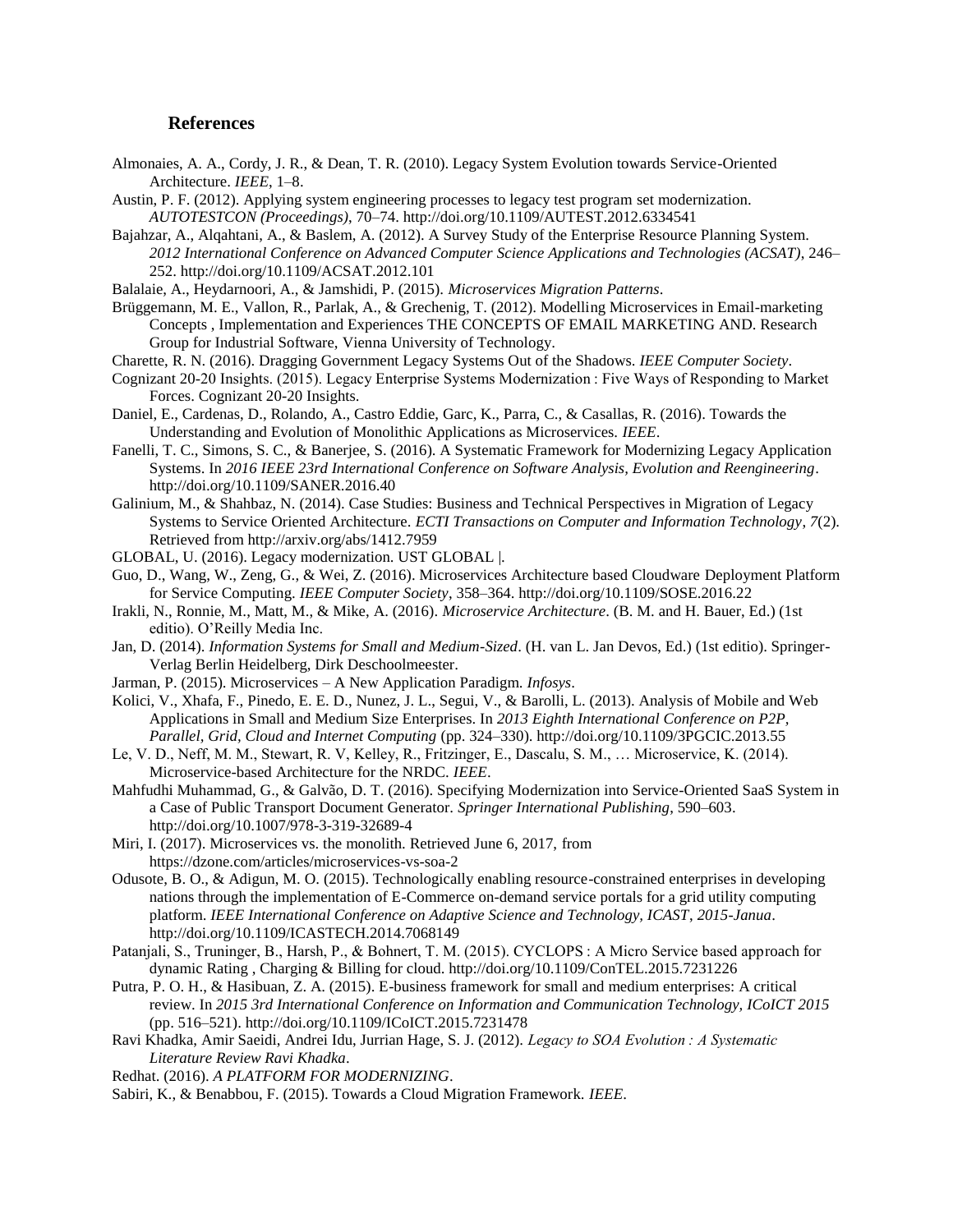## References

Almonaies, A. A., Cordy, J. R., & Dean, T. R. (2010). Legacy System Evolution towards Service-Oriented Architecture. *IEEE*, 1–8.

Austin, P. F. (2012). Applying system engineering processes to legacy test program set modernization. *AUTOTESTCON (Proceedings)*, 70–74. http://doi.org/10.1109/AUTEST.2012.6334541

Bajahzar, A., Alqahtani, A., & Baslem, A. (2012). A Survey Study of the Enterprise Resource Planning System. *2012 International Conference on Advanced Computer Science Applications and Technologies (ACSAT)*, 246–252. http://doi.org/10.1109/ACSAT.2012.101

Balalaie, A., Heydarnoori, A., & Jamshidi, P. (2015). *Microservices Migration Patterns*.

Brüggemann, M. E., Vallon, R., Parlak, A., & Grechenig, T. (2012). Modelling Microservices in Email-marketing Concepts , Implementation and Experiences THE CONCEPTS OF EMAIL MARKETING AND. Research Group for Industrial Software, Vienna University of Technology.

Charette, R. N. (2016). Dragging Government Legacy Systems Out of the Shadows. *IEEE Computer Society*.

Cognizant 20-20 Insights. (2015). Legacy Enterprise Systems Modernization : Five Ways of Responding to Market Forces. Cognizant 20-20 Insights.

Daniel, E., Cardenas, D., Rolando, A., Castro Eddie, Garc, K., Parra, C., & Casallas, R. (2016). Towards the Understanding and Evolution of Monolithic Applications as Microservices. *IEEE*.

Fanelli, T. C., Simons, S. C., & Banerjee, S. (2016). A Systematic Framework for Modernizing Legacy Application Systems. In *2016 IEEE 23rd International Conference on Software Analysis, Evolution and Reengineering*. http://doi.org/10.1109/SANER.2016.40

Galinium, M., & Shahbaz, N. (2014). Case Studies: Business and Technical Perspectives in Migration of Legacy Systems to Service Oriented Architecture. *ECTI Transactions on Computer and Information Technology*, *7*(2). Retrieved from http://arxiv.org/abs/1412.7959

GLOBAL, U. (2016). Legacy modernization. UST GLOBAL |.

Guo, D., Wang, W., Zeng, G., & Wei, Z. (2016). Microservices Architecture based Cloudware Deployment Platform for Service Computing. *IEEE Computer Society*, 358–364. http://doi.org/10.1109/SOSE.2016.22

Irakli, N., Ronnie, M., Matt, M., & Mike, A. (2016). *Microservice Architecture*. (B. M. and H. Bauer, Ed.) (1st editio). O'Reilly Media Inc.

Jan, D. (2014). *Information Systems for Small and Medium-Sized*. (H. van L. Jan Devos, Ed.) (1st editio). Springer-Verlag Berlin Heidelberg, Dirk Deschoolmeester.

Jarman, P. (2015). Microservices – A New Application Paradigm. *Infosys*.

Kolici, V., Xhafa, F., Pinedo, E. E. D., Nunez, J. L., Segui, V., & Barolli, L. (2013). Analysis of Mobile and Web Applications in Small and Medium Size Enterprises. In *2013 Eighth International Conference on P2P, Parallel, Grid, Cloud and Internet Computing* (pp. 324–330). http://doi.org/10.1109/3PGCIC.2013.55

Le, V. D., Neff, M. M., Stewart, R. V, Kelley, R., Fritzinger, E., Dascalu, S. M., … Microservice, K. (2014). Microservice-based Architecture for the NRDC. *IEEE*.

Mahfudhi Muhammad, G., & Galvão, D. T. (2016). Specifying Modernization into Service-Oriented SaaS System in a Case of Public Transport Document Generator. *Springer International Publishing*, 590–603. http://doi.org/10.1007/978-3-319-32689-4

Miri, I. (2017). Microservices vs. the monolith. Retrieved June 6, 2017, from https://dzone.com/articles/microservices-vs-soa-2

Odusote, B. O., & Adigun, M. O. (2015). Technologically enabling resource-constrained enterprises in developing nations through the implementation of E-Commerce on-demand service portals for a grid utility computing platform. *IEEE International Conference on Adaptive Science and Technology, ICAST*, *2015-Janua*. http://doi.org/10.1109/ICASTECH.2014.7068149

Patanjali, S., Truninger, B., Harsh, P., & Bohnert, T. M. (2015). CYCLOPS : A Micro Service based approach for dynamic Rating , Charging & Billing for cloud. http://doi.org/10.1109/ConTEL.2015.7231226

Putra, P. O. H., & Hasibuan, Z. A. (2015). E-business framework for small and medium enterprises: A critical review. In *2015 3rd International Conference on Information and Communication Technology, ICoICT 2015* (pp. 516–521). http://doi.org/10.1109/ICoICT.2015.7231478

Ravi Khadka, Amir Saeidi, Andrei Idu, Jurrian Hage, S. J. (2012). *Legacy to SOA Evolution : A Systematic Literature Review Ravi Khadka*.

Redhat. (2016). *A PLATFORM FOR MODERNIZING*.

Sabiri, K., & Benabbou, F. (2015). Towards a Cloud Migration Framework. *IEEE*.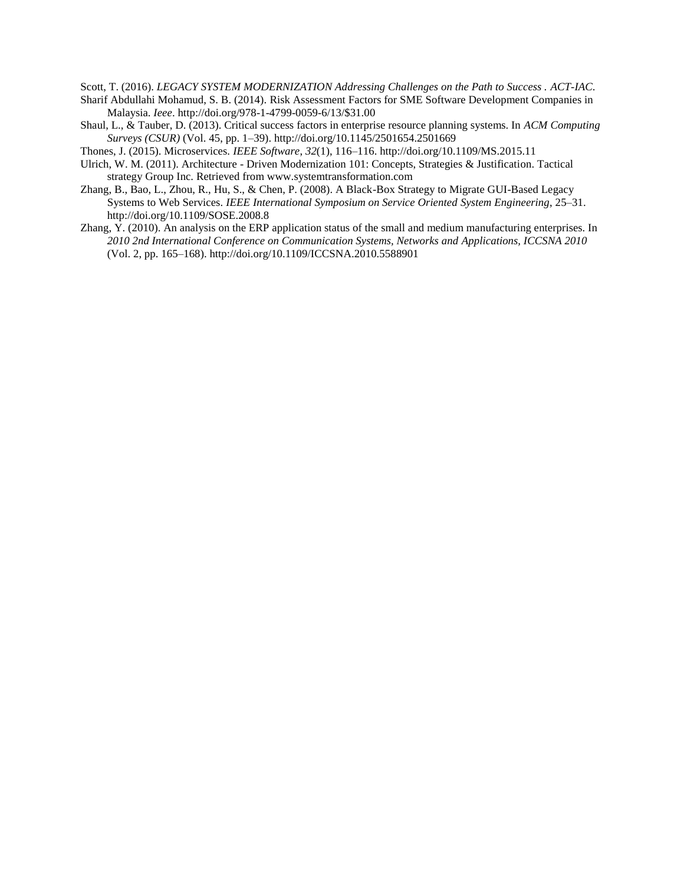Scott, T. (2016). *LEGACY SYSTEM MODERNIZATION Addressing Challenges on the Path to Success . ACT-IAC.*

Sharif Abdullahi Mohamud, S. B. (2014). Risk Assessment Factors for SME Software Development Companies in Malaysia. *Ieee*. http://doi.org/978-1-4799-0059-6/13/$31.00

Shaul, L., & Tauber, D. (2013). Critical success factors in enterprise resource planning systems. In *ACM Computing Surveys (CSUR)* (Vol. 45, pp. 1–39). http://doi.org/10.1145/2501654.2501669

Thones, J. (2015). Microservices. *IEEE Software*, *32*(1), 116–116. http://doi.org/10.1109/MS.2015.11

Ulrich, W. M. (2011). Architecture - Driven Modernization 101: Concepts, Strategies & Justification. Tactical strategy Group Inc. Retrieved from www.systemtransformation.com

Zhang, B., Bao, L., Zhou, R., Hu, S., & Chen, P. (2008). A Black-Box Strategy to Migrate GUI-Based Legacy Systems to Web Services. *IEEE International Symposium on Service Oriented System Engineering*, 25–31. http://doi.org/10.1109/SOSE.2008.8

Zhang, Y. (2010). An analysis on the ERP application status of the small and medium manufacturing enterprises. In *2010 2nd International Conference on Communication Systems, Networks and Applications, ICCSNA 2010* (Vol. 2, pp. 165–168). http://doi.org/10.1109/ICCSNA.2010.5588901